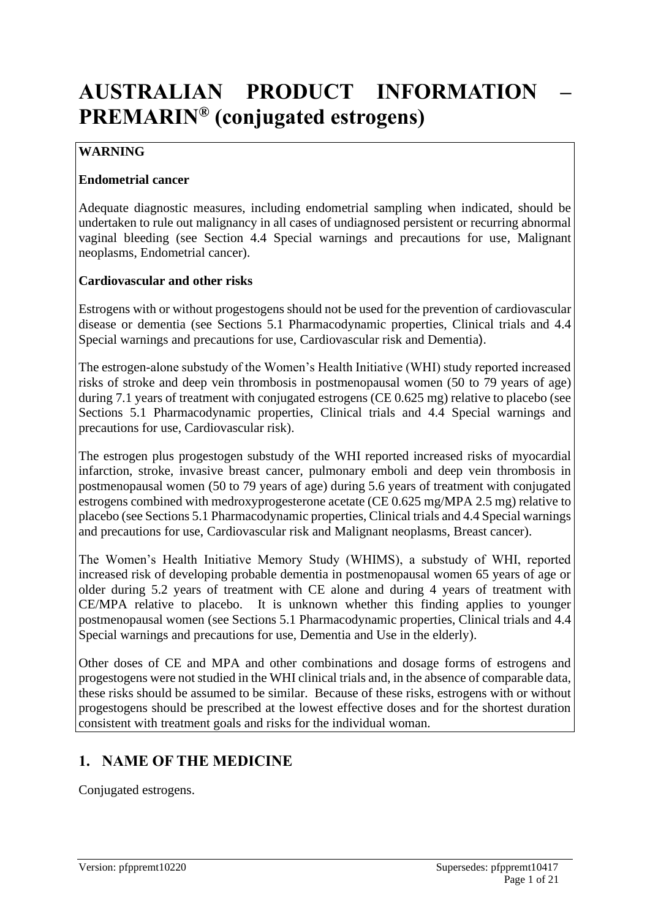# AUSTRALIAN PRODUCT INFORMATION – PREMARIN® (conjugated estrogens)

**WARNING**

**Endometrial cancer**

Adequate diagnostic measures, including endometrial sampling when indicated, should be undertaken to rule out malignancy in all cases of undiagnosed persistent or recurring abnormal vaginal bleeding (see Section 4.4 Special warnings and precautions for use, Malignant neoplasms, Endometrial cancer).

**Cardiovascular and other risks**

Estrogens with or without progestogens should not be used for the prevention of cardiovascular disease or dementia (see Sections 5.1 Pharmacodynamic properties, Clinical trials and 4.4 Special warnings and precautions for use, Cardiovascular risk and Dementia).

The estrogen-alone substudy of the Women's Health Initiative (WHI) study reported increased risks of stroke and deep vein thrombosis in postmenopausal women (50 to 79 years of age) during 7.1 years of treatment with conjugated estrogens (CE 0.625 mg) relative to placebo (see Sections 5.1 Pharmacodynamic properties, Clinical trials and 4.4 Special warnings and precautions for use, Cardiovascular risk).

The estrogen plus progestogen substudy of the WHI reported increased risks of myocardial infarction, stroke, invasive breast cancer, pulmonary emboli and deep vein thrombosis in postmenopausal women (50 to 79 years of age) during 5.6 years of treatment with conjugated estrogens combined with medroxyprogesterone acetate (CE 0.625 mg/MPA 2.5 mg) relative to placebo (see Sections 5.1 Pharmacodynamic properties, Clinical trials and 4.4 Special warnings and precautions for use, Cardiovascular risk and Malignant neoplasms, Breast cancer).

The Women's Health Initiative Memory Study (WHIMS), a substudy of WHI, reported increased risk of developing probable dementia in postmenopausal women 65 years of age or older during 5.2 years of treatment with CE alone and during 4 years of treatment with CE/MPA relative to placebo. It is unknown whether this finding applies to younger postmenopausal women (see Sections 5.1 Pharmacodynamic properties, Clinical trials and 4.4 Special warnings and precautions for use, Dementia and Use in the elderly).

Other doses of CE and MPA and other combinations and dosage forms of estrogens and progestogens were not studied in the WHI clinical trials and, in the absence of comparable data, these risks should be assumed to be similar. Because of these risks, estrogens with or without progestogens should be prescribed at the lowest effective doses and for the shortest duration consistent with treatment goals and risks for the individual woman.

## 1. NAME OF THE MEDICINE

Conjugated estrogens.

Version: pfppremt10220 Supersedes: pfppremt10417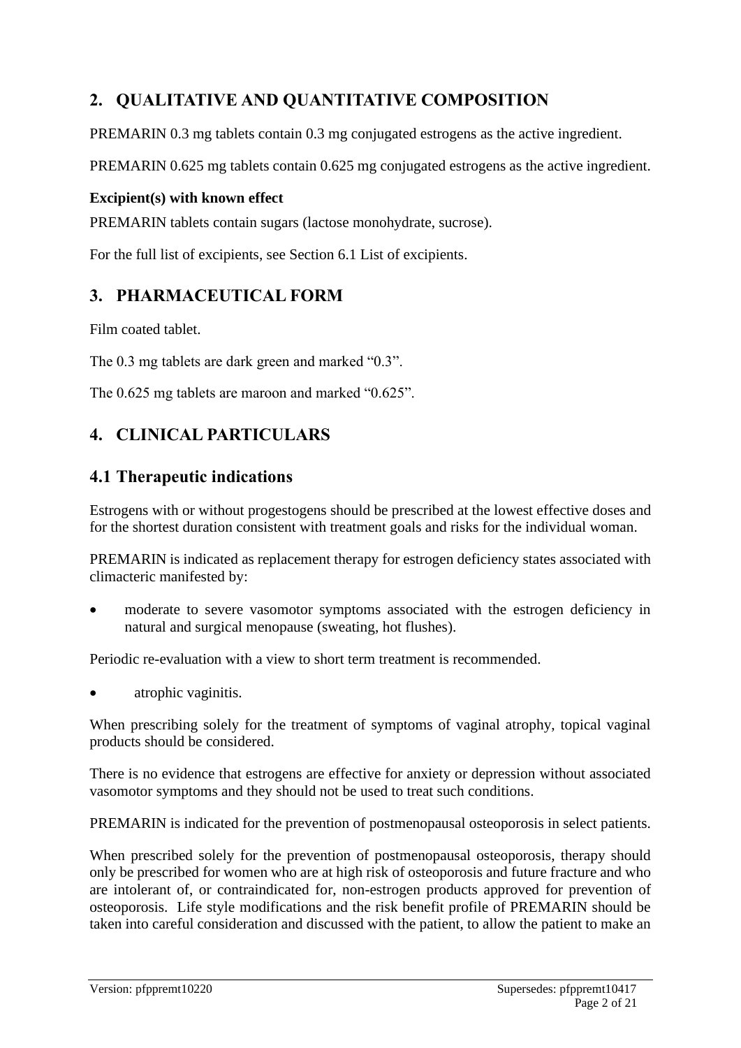## 2. QUALITATIVE AND QUANTITATIVE COMPOSITION

PREMARIN 0.3 mg tablets contain 0.3 mg conjugated estrogens as the active ingredient.

PREMARIN 0.625 mg tablets contain 0.625 mg conjugated estrogens as the active ingredient.

**Excipient(s) with known effect**

PREMARIN tablets contain sugars (lactose monohydrate, sucrose).

For the full list of excipients, see Section 6.1 List of excipients.

## 3. PHARMACEUTICAL FORM

Film coated tablet.

The 0.3 mg tablets are dark green and marked "0.3".

The 0.625 mg tablets are maroon and marked "0.625".

## 4. CLINICAL PARTICULARS

### 4.1 Therapeutic indications

Estrogens with or without progestogens should be prescribed at the lowest effective doses and for the shortest duration consistent with treatment goals and risks for the individual woman.

PREMARIN is indicated as replacement therapy for estrogen deficiency states associated with climacteric manifested by:

- moderate to severe vasomotor symptoms associated with the estrogen deficiency in natural and surgical menopause (sweating, hot flushes).

Periodic re-evaluation with a view to short term treatment is recommended.

- atrophic vaginitis.

When prescribing solely for the treatment of symptoms of vaginal atrophy, topical vaginal products should be considered.

There is no evidence that estrogens are effective for anxiety or depression without associated vasomotor symptoms and they should not be used to treat such conditions.

PREMARIN is indicated for the prevention of postmenopausal osteoporosis in select patients.

When prescribed solely for the prevention of postmenopausal osteoporosis, therapy should only be prescribed for women who are at high risk of osteoporosis and future fracture and who are intolerant of, or contraindicated for, non-estrogen products approved for prevention of osteoporosis. Life style modifications and the risk benefit profile of PREMARIN should be taken into careful consideration and discussed with the patient, to allow the patient to make an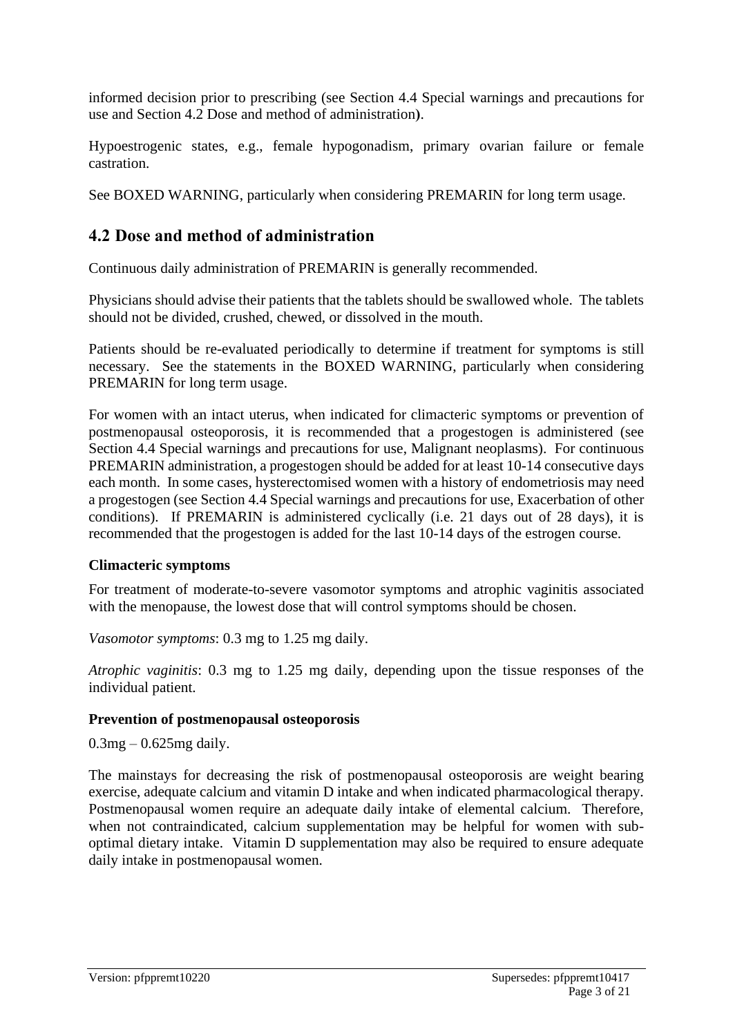informed decision prior to prescribing (see Section 4.4 Special warnings and precautions for use and Section 4.2 Dose and method of administration**)**.

Hypoestrogenic states, e.g., female hypogonadism, primary ovarian failure or female castration.

See BOXED WARNING, particularly when considering PREMARIN for long term usage.

## 4.2 Dose and method of administration

Continuous daily administration of PREMARIN is generally recommended.

Physicians should advise their patients that the tablets should be swallowed whole. The tablets should not be divided, crushed, chewed, or dissolved in the mouth.

Patients should be re-evaluated periodically to determine if treatment for symptoms is still necessary. See the statements in the BOXED WARNING, particularly when considering PREMARIN for long term usage.

For women with an intact uterus, when indicated for climacteric symptoms or prevention of postmenopausal osteoporosis, it is recommended that a progestogen is administered (see Section 4.4 Special warnings and precautions for use, Malignant neoplasms). For continuous PREMARIN administration, a progestogen should be added for at least 10-14 consecutive days each month. In some cases, hysterectomised women with a history of endometriosis may need a progestogen (see Section 4.4 Special warnings and precautions for use, Exacerbation of other conditions). If PREMARIN is administered cyclically (i.e. 21 days out of 28 days), it is recommended that the progestogen is added for the last 10-14 days of the estrogen course.

**Climacteric symptoms**

For treatment of moderate-to-severe vasomotor symptoms and atrophic vaginitis associated with the menopause, the lowest dose that will control symptoms should be chosen.

*Vasomotor symptoms*: 0.3 mg to 1.25 mg daily.

*Atrophic vaginitis*: 0.3 mg to 1.25 mg daily, depending upon the tissue responses of the individual patient.

**Prevention of postmenopausal osteoporosis**

0.3mg – 0.625mg daily.

The mainstays for decreasing the risk of postmenopausal osteoporosis are weight bearing exercise, adequate calcium and vitamin D intake and when indicated pharmacological therapy. Postmenopausal women require an adequate daily intake of elemental calcium. Therefore, when not contraindicated, calcium supplementation may be helpful for women with sub-optimal dietary intake. Vitamin D supplementation may also be required to ensure adequate daily intake in postmenopausal women.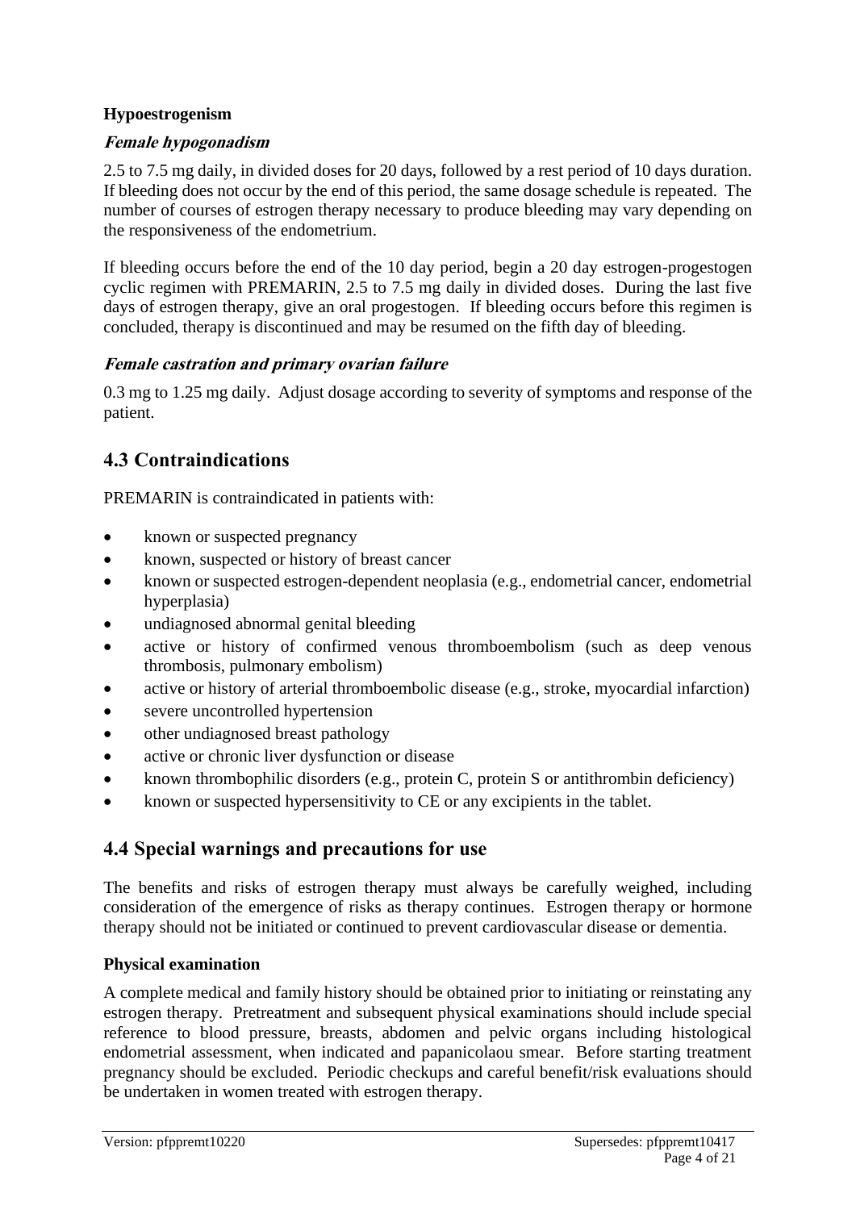**Hypoestrogenism**

***Female hypogonadism***

2.5 to 7.5 mg daily, in divided doses for 20 days, followed by a rest period of 10 days duration. If bleeding does not occur by the end of this period, the same dosage schedule is repeated. The number of courses of estrogen therapy necessary to produce bleeding may vary depending on the responsiveness of the endometrium.

If bleeding occurs before the end of the 10 day period, begin a 20 day estrogen-progestogen cyclic regimen with PREMARIN, 2.5 to 7.5 mg daily in divided doses. During the last five days of estrogen therapy, give an oral progestogen. If bleeding occurs before this regimen is concluded, therapy is discontinued and may be resumed on the fifth day of bleeding.

***Female castration and primary ovarian failure***

0.3 mg to 1.25 mg daily. Adjust dosage according to severity of symptoms and response of the patient.

## 4.3 Contraindications

PREMARIN is contraindicated in patients with:

- known or suspected pregnancy
- known, suspected or history of breast cancer
- known or suspected estrogen-dependent neoplasia (e.g., endometrial cancer, endometrial hyperplasia)
- undiagnosed abnormal genital bleeding
- active or history of confirmed venous thromboembolism (such as deep venous thrombosis, pulmonary embolism)
- active or history of arterial thromboembolic disease (e.g., stroke, myocardial infarction)
- severe uncontrolled hypertension
- other undiagnosed breast pathology
- active or chronic liver dysfunction or disease
- known thrombophilic disorders (e.g., protein C, protein S or antithrombin deficiency)
- known or suspected hypersensitivity to CE or any excipients in the tablet.

## 4.4 Special warnings and precautions for use

The benefits and risks of estrogen therapy must always be carefully weighed, including consideration of the emergence of risks as therapy continues. Estrogen therapy or hormone therapy should not be initiated or continued to prevent cardiovascular disease or dementia.

**Physical examination**

A complete medical and family history should be obtained prior to initiating or reinstating any estrogen therapy. Pretreatment and subsequent physical examinations should include special reference to blood pressure, breasts, abdomen and pelvic organs including histological endometrial assessment, when indicated and papanicolaou smear. Before starting treatment pregnancy should be excluded. Periodic checkups and careful benefit/risk evaluations should be undertaken in women treated with estrogen therapy.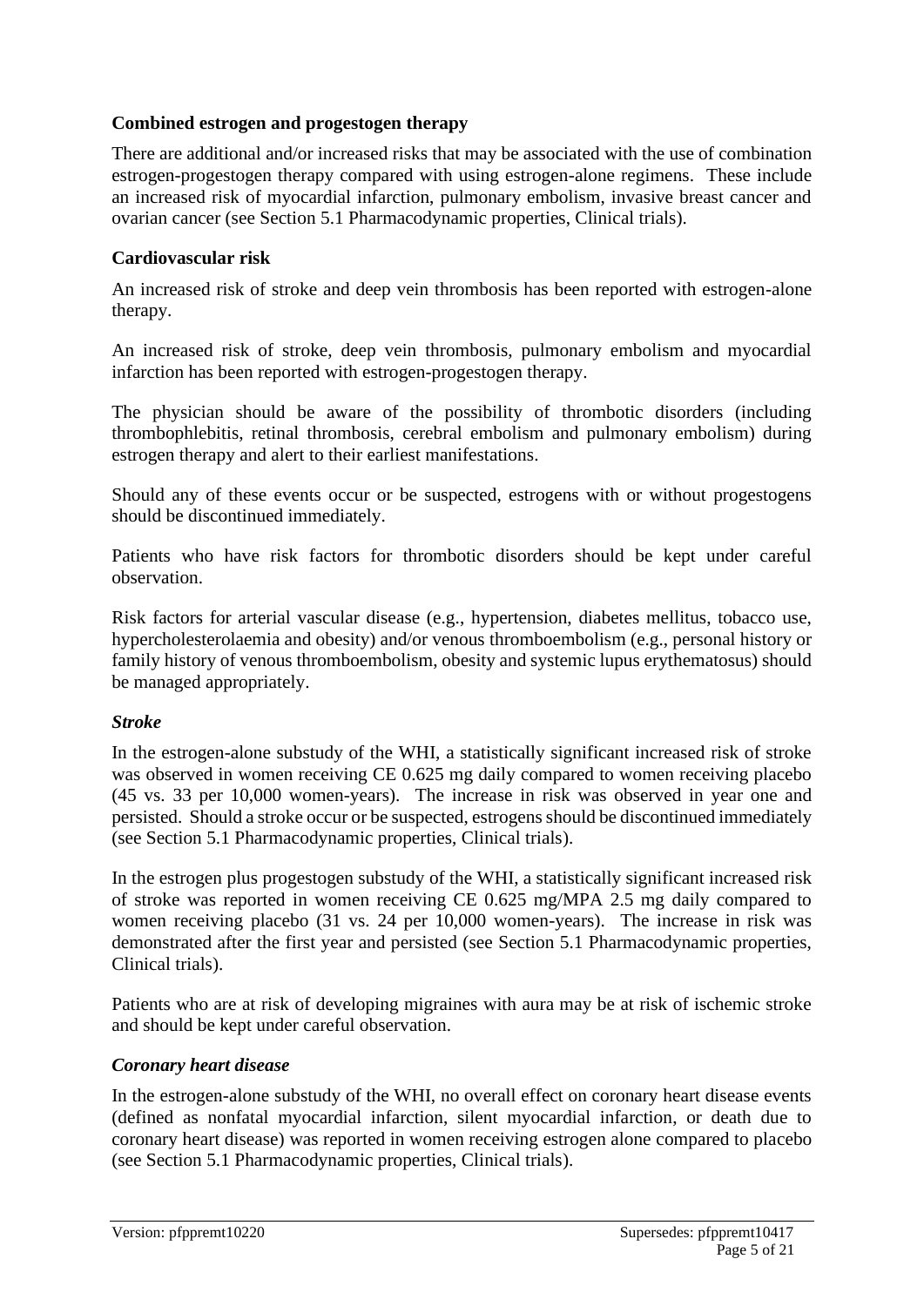**Combined estrogen and progestogen therapy**

There are additional and/or increased risks that may be associated with the use of combination estrogen-progestogen therapy compared with using estrogen-alone regimens. These include an increased risk of myocardial infarction, pulmonary embolism, invasive breast cancer and ovarian cancer (see Section 5.1 Pharmacodynamic properties, Clinical trials).

**Cardiovascular risk**

An increased risk of stroke and deep vein thrombosis has been reported with estrogen-alone therapy.

An increased risk of stroke, deep vein thrombosis, pulmonary embolism and myocardial infarction has been reported with estrogen-progestogen therapy.

The physician should be aware of the possibility of thrombotic disorders (including thrombophlebitis, retinal thrombosis, cerebral embolism and pulmonary embolism) during estrogen therapy and alert to their earliest manifestations.

Should any of these events occur or be suspected, estrogens with or without progestogens should be discontinued immediately.

Patients who have risk factors for thrombotic disorders should be kept under careful observation.

Risk factors for arterial vascular disease (e.g., hypertension, diabetes mellitus, tobacco use, hypercholesterolaemia and obesity) and/or venous thromboembolism (e.g., personal history or family history of venous thromboembolism, obesity and systemic lupus erythematosus) should be managed appropriately.

***Stroke***

In the estrogen-alone substudy of the WHI, a statistically significant increased risk of stroke was observed in women receiving CE 0.625 mg daily compared to women receiving placebo (45 vs. 33 per 10,000 women-years). The increase in risk was observed in year one and persisted. Should a stroke occur or be suspected, estrogens should be discontinued immediately (see Section 5.1 Pharmacodynamic properties, Clinical trials).

In the estrogen plus progestogen substudy of the WHI, a statistically significant increased risk of stroke was reported in women receiving CE 0.625 mg/MPA 2.5 mg daily compared to women receiving placebo (31 vs. 24 per 10,000 women-years). The increase in risk was demonstrated after the first year and persisted (see Section 5.1 Pharmacodynamic properties, Clinical trials).

Patients who are at risk of developing migraines with aura may be at risk of ischemic stroke and should be kept under careful observation.

***Coronary heart disease***

In the estrogen-alone substudy of the WHI, no overall effect on coronary heart disease events (defined as nonfatal myocardial infarction, silent myocardial infarction, or death due to coronary heart disease) was reported in women receiving estrogen alone compared to placebo (see Section 5.1 Pharmacodynamic properties, Clinical trials).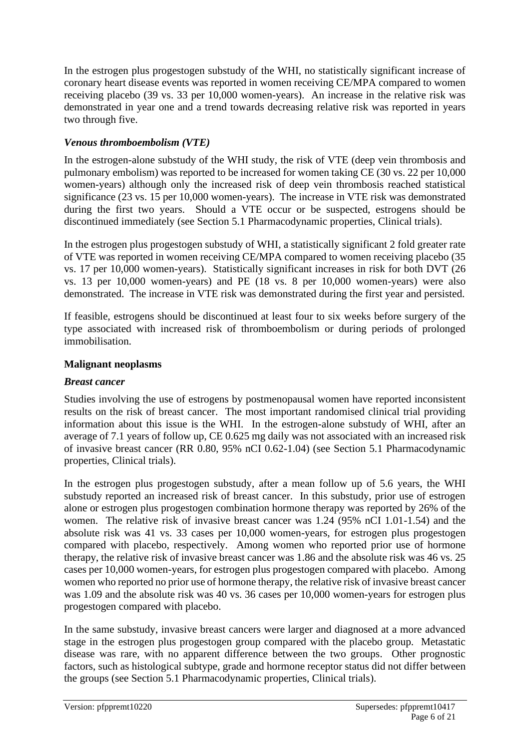In the estrogen plus progestogen substudy of the WHI, no statistically significant increase of coronary heart disease events was reported in women receiving CE/MPA compared to women receiving placebo (39 vs. 33 per 10,000 women-years). An increase in the relative risk was demonstrated in year one and a trend towards decreasing relative risk was reported in years two through five.

***Venous thromboembolism (VTE)***

In the estrogen-alone substudy of the WHI study, the risk of VTE (deep vein thrombosis and pulmonary embolism) was reported to be increased for women taking CE (30 vs. 22 per 10,000 women-years) although only the increased risk of deep vein thrombosis reached statistical significance (23 vs. 15 per 10,000 women-years). The increase in VTE risk was demonstrated during the first two years. Should a VTE occur or be suspected, estrogens should be discontinued immediately (see Section 5.1 Pharmacodynamic properties, Clinical trials).

In the estrogen plus progestogen substudy of WHI, a statistically significant 2 fold greater rate of VTE was reported in women receiving CE/MPA compared to women receiving placebo (35 vs. 17 per 10,000 women-years). Statistically significant increases in risk for both DVT (26 vs. 13 per 10,000 women-years) and PE (18 vs. 8 per 10,000 women-years) were also demonstrated. The increase in VTE risk was demonstrated during the first year and persisted.

If feasible, estrogens should be discontinued at least four to six weeks before surgery of the type associated with increased risk of thromboembolism or during periods of prolonged immobilisation.

**Malignant neoplasms**

***Breast cancer***

Studies involving the use of estrogens by postmenopausal women have reported inconsistent results on the risk of breast cancer. The most important randomised clinical trial providing information about this issue is the WHI. In the estrogen-alone substudy of WHI, after an average of 7.1 years of follow up, CE 0.625 mg daily was not associated with an increased risk of invasive breast cancer (RR 0.80, 95% nCI 0.62-1.04) (see Section 5.1 Pharmacodynamic properties, Clinical trials).

In the estrogen plus progestogen substudy, after a mean follow up of 5.6 years, the WHI substudy reported an increased risk of breast cancer. In this substudy, prior use of estrogen alone or estrogen plus progestogen combination hormone therapy was reported by 26% of the women. The relative risk of invasive breast cancer was 1.24 (95% nCI 1.01-1.54) and the absolute risk was 41 vs. 33 cases per 10,000 women-years, for estrogen plus progestogen compared with placebo, respectively. Among women who reported prior use of hormone therapy, the relative risk of invasive breast cancer was 1.86 and the absolute risk was 46 vs. 25 cases per 10,000 women-years, for estrogen plus progestogen compared with placebo. Among women who reported no prior use of hormone therapy, the relative risk of invasive breast cancer was 1.09 and the absolute risk was 40 vs. 36 cases per 10,000 women-years for estrogen plus progestogen compared with placebo.

In the same substudy, invasive breast cancers were larger and diagnosed at a more advanced stage in the estrogen plus progestogen group compared with the placebo group. Metastatic disease was rare, with no apparent difference between the two groups. Other prognostic factors, such as histological subtype, grade and hormone receptor status did not differ between the groups (see Section 5.1 Pharmacodynamic properties, Clinical trials).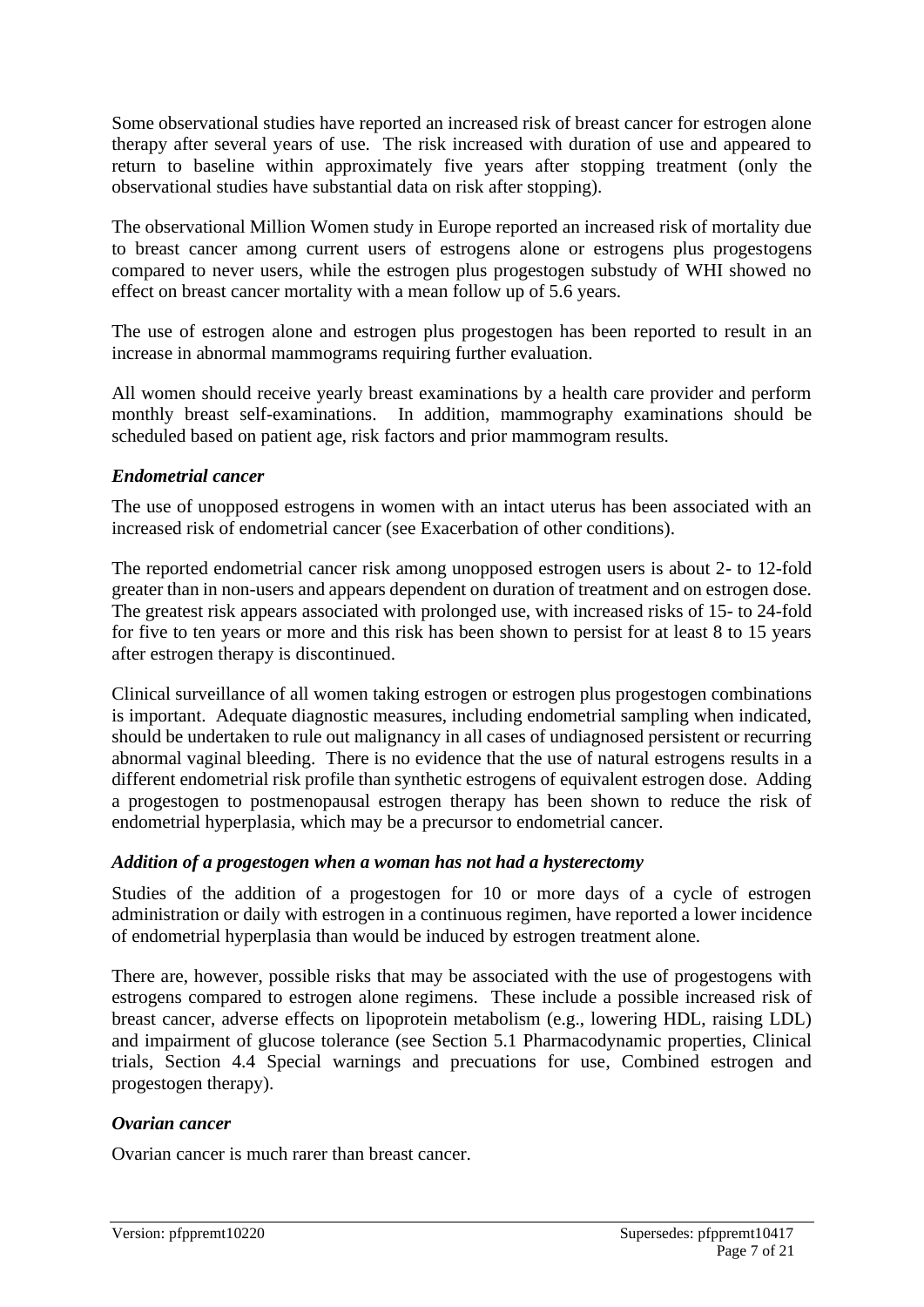Some observational studies have reported an increased risk of breast cancer for estrogen alone therapy after several years of use. The risk increased with duration of use and appeared to return to baseline within approximately five years after stopping treatment (only the observational studies have substantial data on risk after stopping).

The observational Million Women study in Europe reported an increased risk of mortality due to breast cancer among current users of estrogens alone or estrogens plus progestogens compared to never users, while the estrogen plus progestogen substudy of WHI showed no effect on breast cancer mortality with a mean follow up of 5.6 years.

The use of estrogen alone and estrogen plus progestogen has been reported to result in an increase in abnormal mammograms requiring further evaluation.

All women should receive yearly breast examinations by a health care provider and perform monthly breast self-examinations. In addition, mammography examinations should be scheduled based on patient age, risk factors and prior mammogram results.

### *Endometrial cancer*

The use of unopposed estrogens in women with an intact uterus has been associated with an increased risk of endometrial cancer (see Exacerbation of other conditions).

The reported endometrial cancer risk among unopposed estrogen users is about 2- to 12-fold greater than in non-users and appears dependent on duration of treatment and on estrogen dose. The greatest risk appears associated with prolonged use, with increased risks of 15- to 24-fold for five to ten years or more and this risk has been shown to persist for at least 8 to 15 years after estrogen therapy is discontinued.

Clinical surveillance of all women taking estrogen or estrogen plus progestogen combinations is important. Adequate diagnostic measures, including endometrial sampling when indicated, should be undertaken to rule out malignancy in all cases of undiagnosed persistent or recurring abnormal vaginal bleeding. There is no evidence that the use of natural estrogens results in a different endometrial risk profile than synthetic estrogens of equivalent estrogen dose. Adding a progestogen to postmenopausal estrogen therapy has been shown to reduce the risk of endometrial hyperplasia, which may be a precursor to endometrial cancer.

### *Addition of a progestogen when a woman has not had a hysterectomy*

Studies of the addition of a progestogen for 10 or more days of a cycle of estrogen administration or daily with estrogen in a continuous regimen, have reported a lower incidence of endometrial hyperplasia than would be induced by estrogen treatment alone.

There are, however, possible risks that may be associated with the use of progestogens with estrogens compared to estrogen alone regimens. These include a possible increased risk of breast cancer, adverse effects on lipoprotein metabolism (e.g., lowering HDL, raising LDL) and impairment of glucose tolerance (see Section 5.1 Pharmacodynamic properties, Clinical trials, Section 4.4 Special warnings and precuations for use, Combined estrogen and progestogen therapy).

### *Ovarian cancer*

Ovarian cancer is much rarer than breast cancer.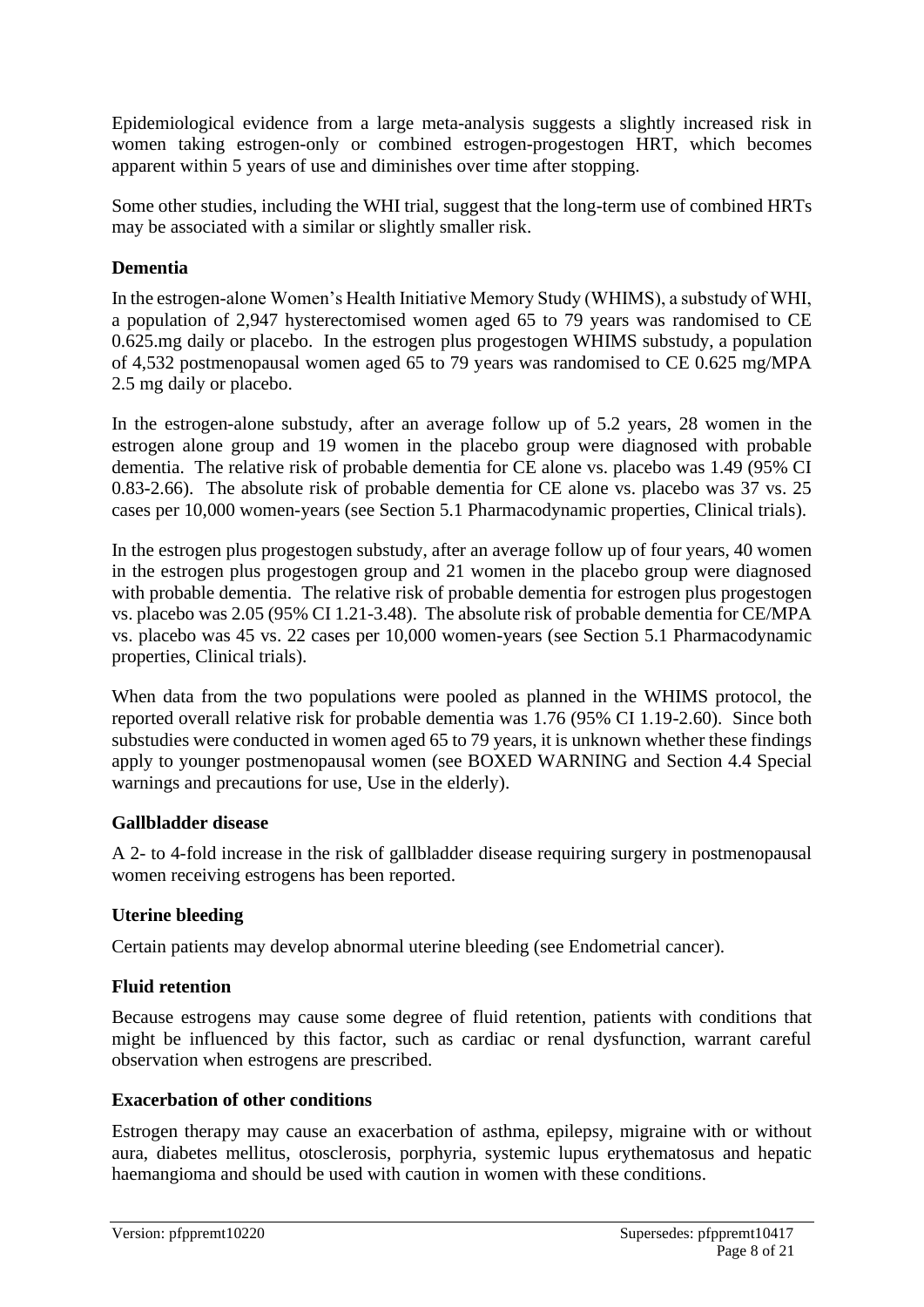Epidemiological evidence from a large meta-analysis suggests a slightly increased risk in women taking estrogen-only or combined estrogen-progestogen HRT, which becomes apparent within 5 years of use and diminishes over time after stopping.

Some other studies, including the WHI trial, suggest that the long-term use of combined HRTs may be associated with a similar or slightly smaller risk.

**Dementia**

In the estrogen-alone Women's Health Initiative Memory Study (WHIMS), a substudy of WHI, a population of 2,947 hysterectomised women aged 65 to 79 years was randomised to CE 0.625.mg daily or placebo. In the estrogen plus progestogen WHIMS substudy, a population of 4,532 postmenopausal women aged 65 to 79 years was randomised to CE 0.625 mg/MPA 2.5 mg daily or placebo.

In the estrogen-alone substudy, after an average follow up of 5.2 years, 28 women in the estrogen alone group and 19 women in the placebo group were diagnosed with probable dementia. The relative risk of probable dementia for CE alone vs. placebo was 1.49 (95% CI 0.83-2.66). The absolute risk of probable dementia for CE alone vs. placebo was 37 vs. 25 cases per 10,000 women-years (see Section 5.1 Pharmacodynamic properties, Clinical trials).

In the estrogen plus progestogen substudy, after an average follow up of four years, 40 women in the estrogen plus progestogen group and 21 women in the placebo group were diagnosed with probable dementia. The relative risk of probable dementia for estrogen plus progestogen vs. placebo was 2.05 (95% CI 1.21-3.48). The absolute risk of probable dementia for CE/MPA vs. placebo was 45 vs. 22 cases per 10,000 women-years (see Section 5.1 Pharmacodynamic properties, Clinical trials).

When data from the two populations were pooled as planned in the WHIMS protocol, the reported overall relative risk for probable dementia was 1.76 (95% CI 1.19-2.60). Since both substudies were conducted in women aged 65 to 79 years, it is unknown whether these findings apply to younger postmenopausal women (see BOXED WARNING and Section 4.4 Special warnings and precautions for use, Use in the elderly).

**Gallbladder disease**

A 2- to 4-fold increase in the risk of gallbladder disease requiring surgery in postmenopausal women receiving estrogens has been reported.

**Uterine bleeding**

Certain patients may develop abnormal uterine bleeding (see Endometrial cancer).

**Fluid retention**

Because estrogens may cause some degree of fluid retention, patients with conditions that might be influenced by this factor, such as cardiac or renal dysfunction, warrant careful observation when estrogens are prescribed.

**Exacerbation of other conditions**

Estrogen therapy may cause an exacerbation of asthma, epilepsy, migraine with or without aura, diabetes mellitus, otosclerosis, porphyria, systemic lupus erythematosus and hepatic haemangioma and should be used with caution in women with these conditions.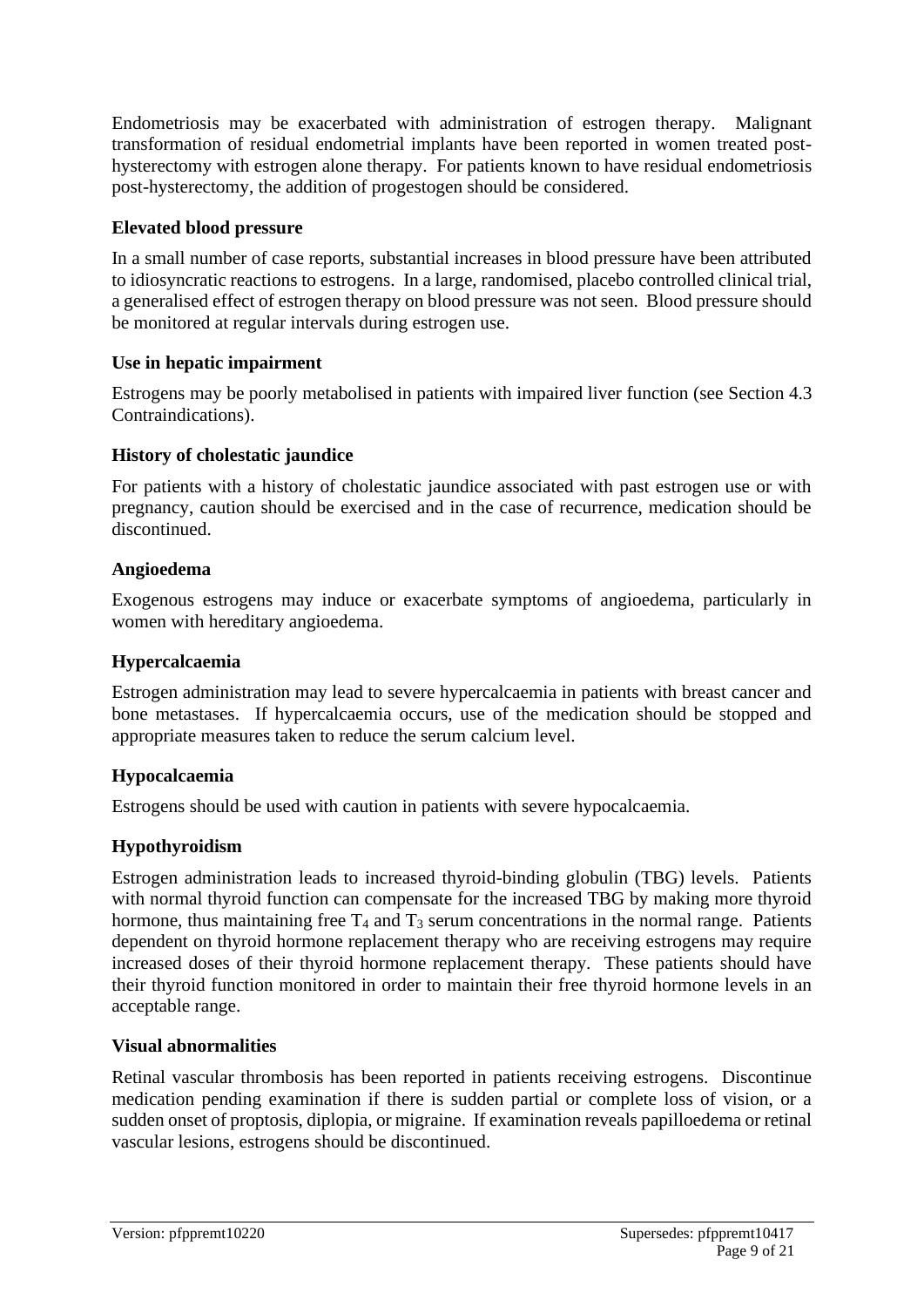Endometriosis may be exacerbated with administration of estrogen therapy. Malignant transformation of residual endometrial implants have been reported in women treated post-hysterectomy with estrogen alone therapy. For patients known to have residual endometriosis post-hysterectomy, the addition of progestogen should be considered.

**Elevated blood pressure**

In a small number of case reports, substantial increases in blood pressure have been attributed to idiosyncratic reactions to estrogens. In a large, randomised, placebo controlled clinical trial, a generalised effect of estrogen therapy on blood pressure was not seen. Blood pressure should be monitored at regular intervals during estrogen use.

**Use in hepatic impairment**

Estrogens may be poorly metabolised in patients with impaired liver function (see Section 4.3 Contraindications).

**History of cholestatic jaundice**

For patients with a history of cholestatic jaundice associated with past estrogen use or with pregnancy, caution should be exercised and in the case of recurrence, medication should be discontinued.

**Angioedema**

Exogenous estrogens may induce or exacerbate symptoms of angioedema, particularly in women with hereditary angioedema.

**Hypercalcaemia**

Estrogen administration may lead to severe hypercalcaemia in patients with breast cancer and bone metastases. If hypercalcaemia occurs, use of the medication should be stopped and appropriate measures taken to reduce the serum calcium level.

**Hypocalcaemia**

Estrogens should be used with caution in patients with severe hypocalcaemia.

**Hypothyroidism**

Estrogen administration leads to increased thyroid-binding globulin (TBG) levels. Patients with normal thyroid function can compensate for the increased TBG by making more thyroid hormone, thus maintaining free $T_4$ and $T_3$ serum concentrations in the normal range. Patients dependent on thyroid hormone replacement therapy who are receiving estrogens may require increased doses of their thyroid hormone replacement therapy. These patients should have their thyroid function monitored in order to maintain their free thyroid hormone levels in an acceptable range.

**Visual abnormalities**

Retinal vascular thrombosis has been reported in patients receiving estrogens. Discontinue medication pending examination if there is sudden partial or complete loss of vision, or a sudden onset of proptosis, diplopia, or migraine. If examination reveals papilloedema or retinal vascular lesions, estrogens should be discontinued.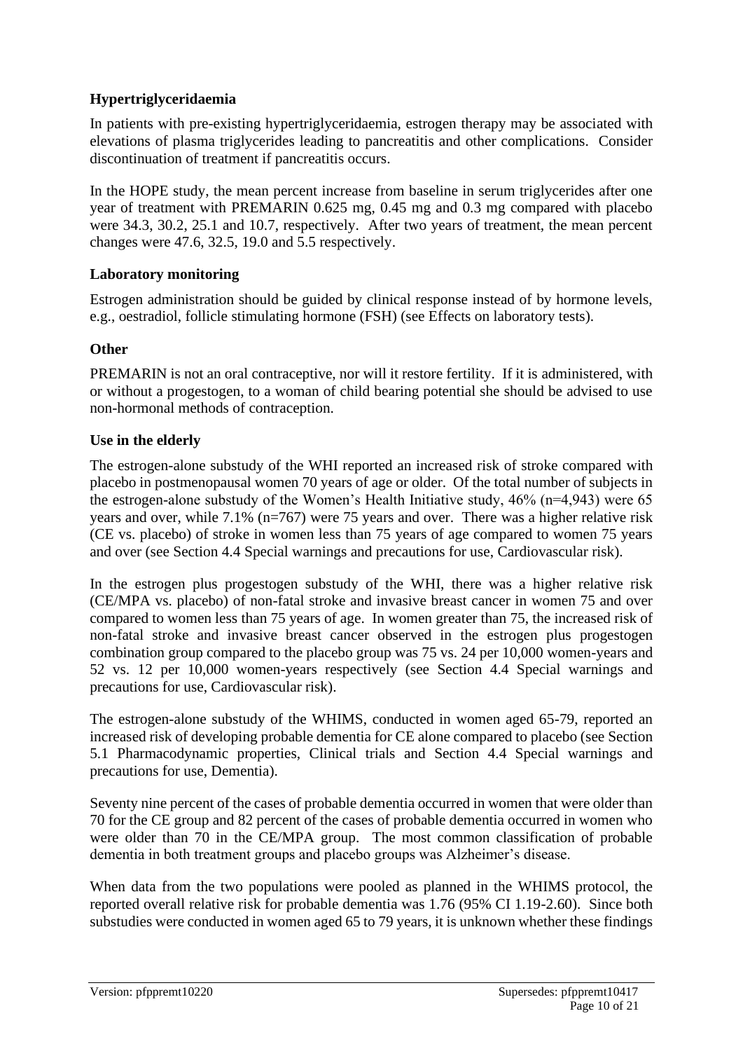### Hypertriglyceridaemia

In patients with pre-existing hypertriglyceridaemia, estrogen therapy may be associated with elevations of plasma triglycerides leading to pancreatitis and other complications. Consider discontinuation of treatment if pancreatitis occurs.

In the HOPE study, the mean percent increase from baseline in serum triglycerides after one year of treatment with PREMARIN 0.625 mg, 0.45 mg and 0.3 mg compared with placebo were 34.3, 30.2, 25.1 and 10.7, respectively. After two years of treatment, the mean percent changes were 47.6, 32.5, 19.0 and 5.5 respectively.

### Laboratory monitoring

Estrogen administration should be guided by clinical response instead of by hormone levels, e.g., oestradiol, follicle stimulating hormone (FSH) (see Effects on laboratory tests).

### Other

PREMARIN is not an oral contraceptive, nor will it restore fertility. If it is administered, with or without a progestogen, to a woman of child bearing potential she should be advised to use non-hormonal methods of contraception.

### Use in the elderly

The estrogen-alone substudy of the WHI reported an increased risk of stroke compared with placebo in postmenopausal women 70 years of age or older. Of the total number of subjects in the estrogen-alone substudy of the Women's Health Initiative study, 46% (n=4,943) were 65 years and over, while 7.1% (n=767) were 75 years and over. There was a higher relative risk (CE vs. placebo) of stroke in women less than 75 years of age compared to women 75 years and over (see Section 4.4 Special warnings and precautions for use, Cardiovascular risk).

In the estrogen plus progestogen substudy of the WHI, there was a higher relative risk (CE/MPA vs. placebo) of non-fatal stroke and invasive breast cancer in women 75 and over compared to women less than 75 years of age. In women greater than 75, the increased risk of non-fatal stroke and invasive breast cancer observed in the estrogen plus progestogen combination group compared to the placebo group was 75 vs. 24 per 10,000 women-years and 52 vs. 12 per 10,000 women-years respectively (see Section 4.4 Special warnings and precautions for use, Cardiovascular risk).

The estrogen-alone substudy of the WHIMS, conducted in women aged 65-79, reported an increased risk of developing probable dementia for CE alone compared to placebo (see Section 5.1 Pharmacodynamic properties, Clinical trials and Section 4.4 Special warnings and precautions for use, Dementia).

Seventy nine percent of the cases of probable dementia occurred in women that were older than 70 for the CE group and 82 percent of the cases of probable dementia occurred in women who were older than 70 in the CE/MPA group. The most common classification of probable dementia in both treatment groups and placebo groups was Alzheimer's disease.

When data from the two populations were pooled as planned in the WHIMS protocol, the reported overall relative risk for probable dementia was 1.76 (95% CI 1.19-2.60). Since both substudies were conducted in women aged 65 to 79 years, it is unknown whether these findings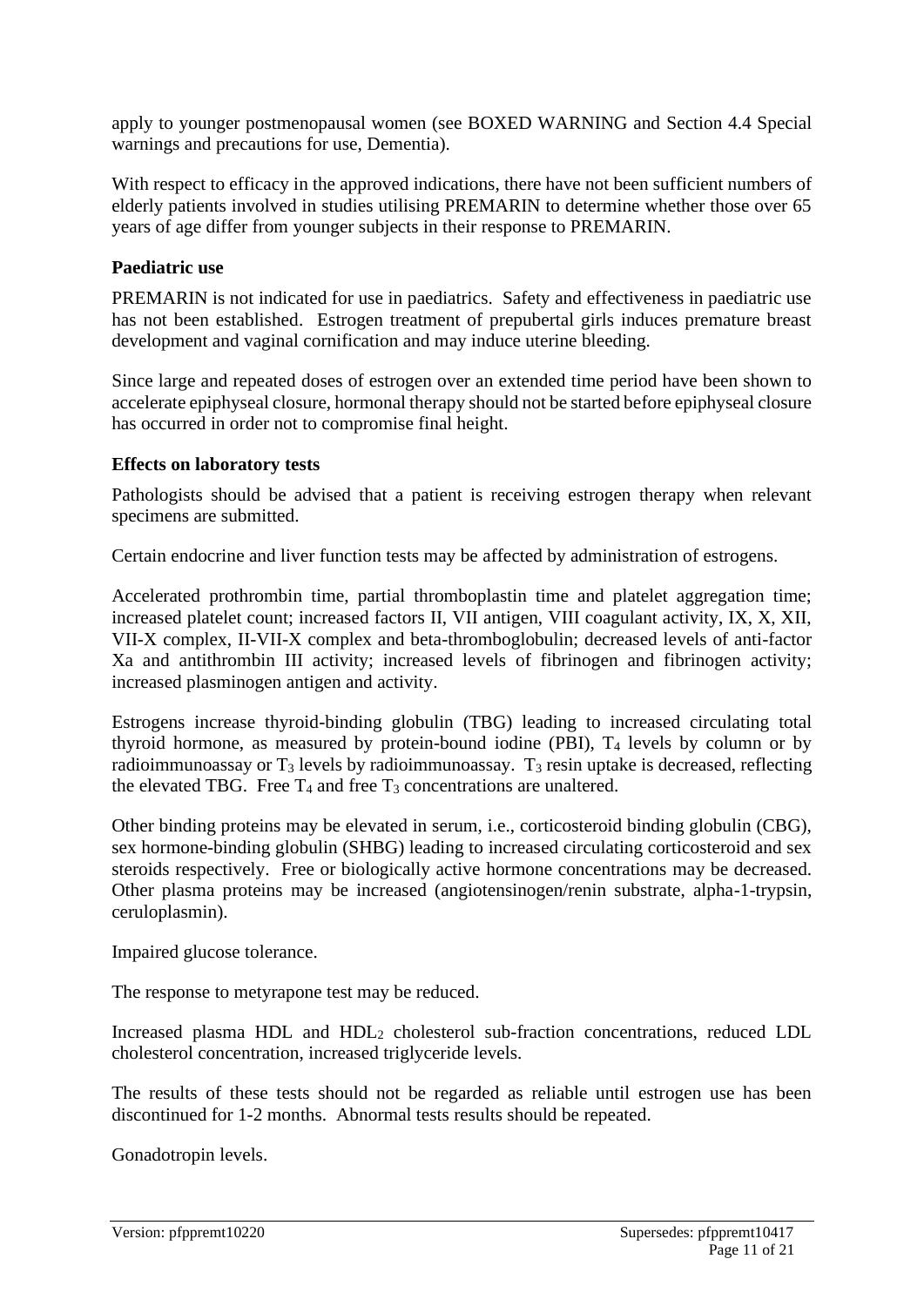apply to younger postmenopausal women (see BOXED WARNING and Section 4.4 Special warnings and precautions for use, Dementia).

With respect to efficacy in the approved indications, there have not been sufficient numbers of elderly patients involved in studies utilising PREMARIN to determine whether those over 65 years of age differ from younger subjects in their response to PREMARIN.

**Paediatric use**

PREMARIN is not indicated for use in paediatrics. Safety and effectiveness in paediatric use has not been established. Estrogen treatment of prepubertal girls induces premature breast development and vaginal cornification and may induce uterine bleeding.

Since large and repeated doses of estrogen over an extended time period have been shown to accelerate epiphyseal closure, hormonal therapy should not be started before epiphyseal closure has occurred in order not to compromise final height.

**Effects on laboratory tests**

Pathologists should be advised that a patient is receiving estrogen therapy when relevant specimens are submitted.

Certain endocrine and liver function tests may be affected by administration of estrogens.

Accelerated prothrombin time, partial thromboplastin time and platelet aggregation time; increased platelet count; increased factors II, VII antigen, VIII coagulant activity, IX, X, XII, VII-X complex, II-VII-X complex and beta-thromboglobulin; decreased levels of anti-factor Xa and antithrombin III activity; increased levels of fibrinogen and fibrinogen activity; increased plasminogen antigen and activity.

Estrogens increase thyroid-binding globulin (TBG) leading to increased circulating total thyroid hormone, as measured by protein-bound iodine (PBI), $T_4$ levels by column or by radioimmunoassay or $T_3$ levels by radioimmunoassay. $T_3$ resin uptake is decreased, reflecting the elevated TBG. Free $T_4$ and free $T_3$ concentrations are unaltered.

Other binding proteins may be elevated in serum, i.e., corticosteroid binding globulin (CBG), sex hormone-binding globulin (SHBG) leading to increased circulating corticosteroid and sex steroids respectively. Free or biologically active hormone concentrations may be decreased. Other plasma proteins may be increased (angiotensinogen/renin substrate, alpha-1-trypsin, ceruloplasmin).

Impaired glucose tolerance.

The response to metyrapone test may be reduced.

Increased plasma HDL and $HDL_2$ cholesterol sub-fraction concentrations, reduced LDL cholesterol concentration, increased triglyceride levels.

The results of these tests should not be regarded as reliable until estrogen use has been discontinued for 1-2 months. Abnormal tests results should be repeated.

Gonadotropin levels.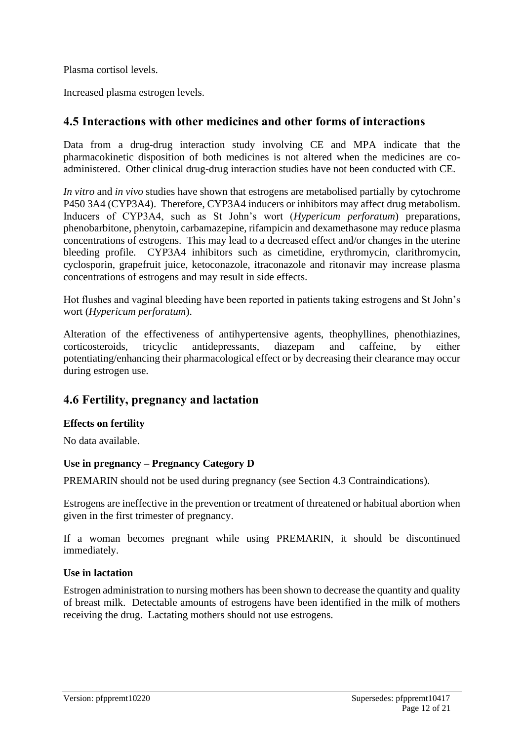Plasma cortisol levels.

Increased plasma estrogen levels.

## 4.5 Interactions with other medicines and other forms of interactions

Data from a drug-drug interaction study involving CE and MPA indicate that the pharmacokinetic disposition of both medicines is not altered when the medicines are co-administered. Other clinical drug-drug interaction studies have not been conducted with CE.

*In vitro* and *in vivo* studies have shown that estrogens are metabolised partially by cytochrome P450 3A4 (CYP3A4). Therefore, CYP3A4 inducers or inhibitors may affect drug metabolism. Inducers of CYP3A4, such as St John's wort (*Hypericum perforatum*) preparations, phenobarbitone, phenytoin, carbamazepine, rifampicin and dexamethasone may reduce plasma concentrations of estrogens. This may lead to a decreased effect and/or changes in the uterine bleeding profile. CYP3A4 inhibitors such as cimetidine, erythromycin, clarithromycin, cyclosporin, grapefruit juice, ketoconazole, itraconazole and ritonavir may increase plasma concentrations of estrogens and may result in side effects.

Hot flushes and vaginal bleeding have been reported in patients taking estrogens and St John's wort (*Hypericum perforatum*).

Alteration of the effectiveness of antihypertensive agents, theophyllines, phenothiazines, corticosteroids, tricyclic antidepressants, diazepam and caffeine, by either potentiating/enhancing their pharmacological effect or by decreasing their clearance may occur during estrogen use.

## 4.6 Fertility, pregnancy and lactation

**Effects on fertility**

No data available.

**Use in pregnancy – Pregnancy Category D**

PREMARIN should not be used during pregnancy (see Section 4.3 Contraindications).

Estrogens are ineffective in the prevention or treatment of threatened or habitual abortion when given in the first trimester of pregnancy.

If a woman becomes pregnant while using PREMARIN, it should be discontinued immediately.

**Use in lactation**

Estrogen administration to nursing mothers has been shown to decrease the quantity and quality of breast milk. Detectable amounts of estrogens have been identified in the milk of mothers receiving the drug. Lactating mothers should not use estrogens.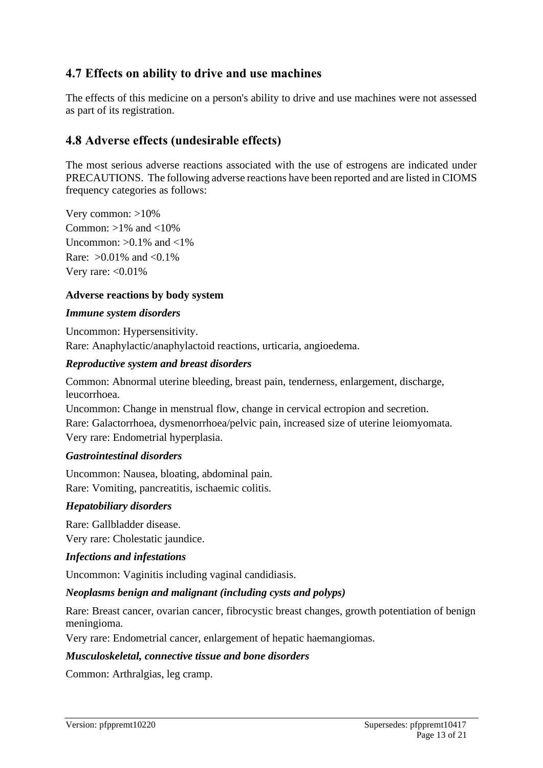## 4.7 Effects on ability to drive and use machines

The effects of this medicine on a person's ability to drive and use machines were not assessed as part of its registration.

## 4.8 Adverse effects (undesirable effects)

The most serious adverse reactions associated with the use of estrogens are indicated under PRECAUTIONS. The following adverse reactions have been reported and are listed in CIOMS frequency categories as follows:

Very common: >10%
Common: >1% and <10%
Uncommon: >0.1% and <1%
Rare: >0.01% and <0.1%
Very rare: <0.01%

**Adverse reactions by body system**

***Immune system disorders***

Uncommon: Hypersensitivity.
Rare: Anaphylactic/anaphylactoid reactions, urticaria, angioedema.

***Reproductive system and breast disorders***

Common: Abnormal uterine bleeding, breast pain, tenderness, enlargement, discharge, leucorrhoea.
Uncommon: Change in menstrual flow, change in cervical ectropion and secretion.
Rare: Galactorrhoea, dysmenorrhoea/pelvic pain, increased size of uterine leiomyomata.
Very rare: Endometrial hyperplasia.

***Gastrointestinal disorders***

Uncommon: Nausea, bloating, abdominal pain.
Rare: Vomiting, pancreatitis, ischaemic colitis.

***Hepatobiliary disorders***

Rare: Gallbladder disease.
Very rare: Cholestatic jaundice.

***Infections and infestations***

Uncommon: Vaginitis including vaginal candidiasis.

***Neoplasms benign and malignant (including cysts and polyps)***

Rare: Breast cancer, ovarian cancer, fibrocystic breast changes, growth potentiation of benign meningioma.
Very rare: Endometrial cancer, enlargement of hepatic haemangiomas.

***Musculoskeletal, connective tissue and bone disorders***

Common: Arthralgias, leg cramp.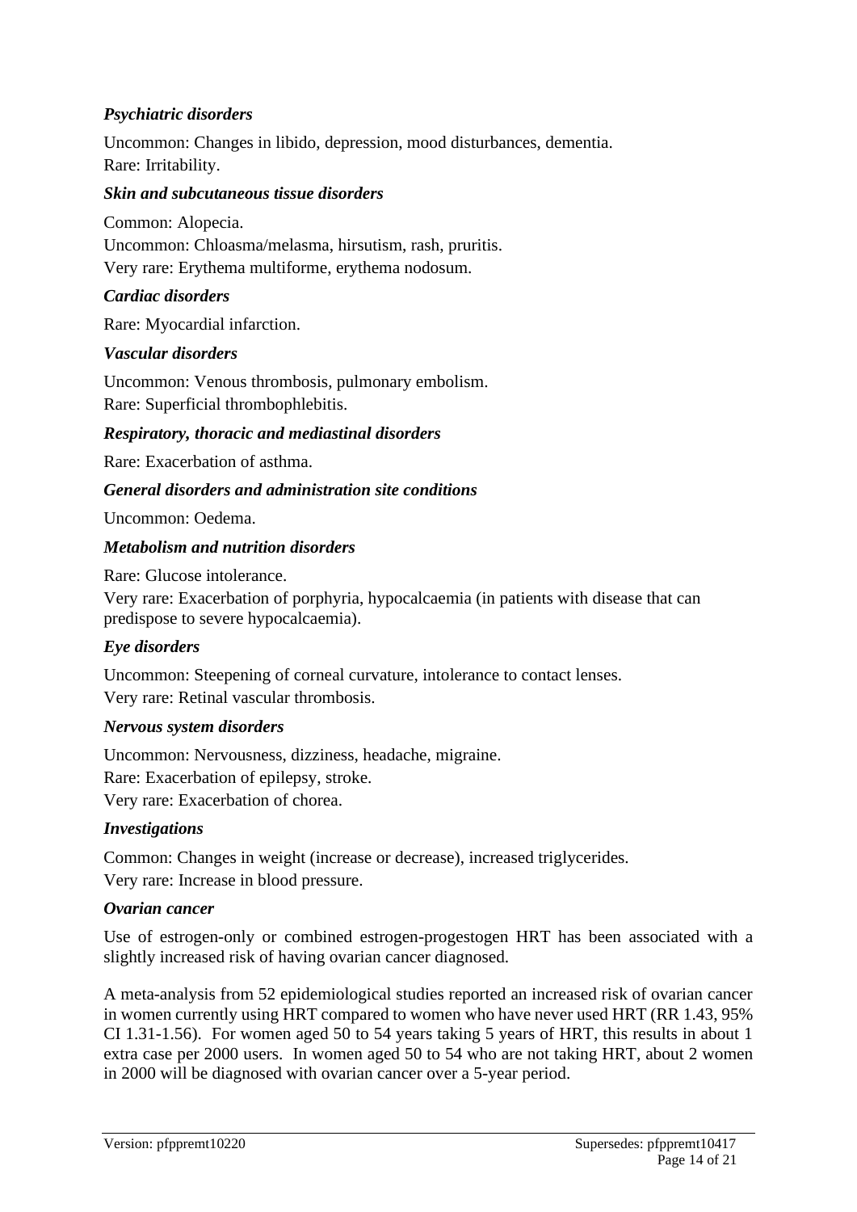*Psychiatric disorders*

Uncommon: Changes in libido, depression, mood disturbances, dementia.
Rare: Irritability.

*Skin and subcutaneous tissue disorders*

Common: Alopecia.
Uncommon: Chloasma/melasma, hirsutism, rash, pruritis.
Very rare: Erythema multiforme, erythema nodosum.

*Cardiac disorders*

Rare: Myocardial infarction.

*Vascular disorders*

Uncommon: Venous thrombosis, pulmonary embolism.
Rare: Superficial thrombophlebitis.

*Respiratory, thoracic and mediastinal disorders*

Rare: Exacerbation of asthma.

*General disorders and administration site conditions*

Uncommon: Oedema.

*Metabolism and nutrition disorders*

Rare: Glucose intolerance.
Very rare: Exacerbation of porphyria, hypocalcaemia (in patients with disease that can predispose to severe hypocalcaemia).

*Eye disorders*

Uncommon: Steepening of corneal curvature, intolerance to contact lenses.
Very rare: Retinal vascular thrombosis.

*Nervous system disorders*

Uncommon: Nervousness, dizziness, headache, migraine.
Rare: Exacerbation of epilepsy, stroke.
Very rare: Exacerbation of chorea.

*Investigations*

Common: Changes in weight (increase or decrease), increased triglycerides.
Very rare: Increase in blood pressure.

*Ovarian cancer*

Use of estrogen-only or combined estrogen-progestogen HRT has been associated with a slightly increased risk of having ovarian cancer diagnosed.

A meta-analysis from 52 epidemiological studies reported an increased risk of ovarian cancer in women currently using HRT compared to women who have never used HRT (RR 1.43, 95% CI 1.31-1.56). For women aged 50 to 54 years taking 5 years of HRT, this results in about 1 extra case per 2000 users. In women aged 50 to 54 who are not taking HRT, about 2 women in 2000 will be diagnosed with ovarian cancer over a 5-year period.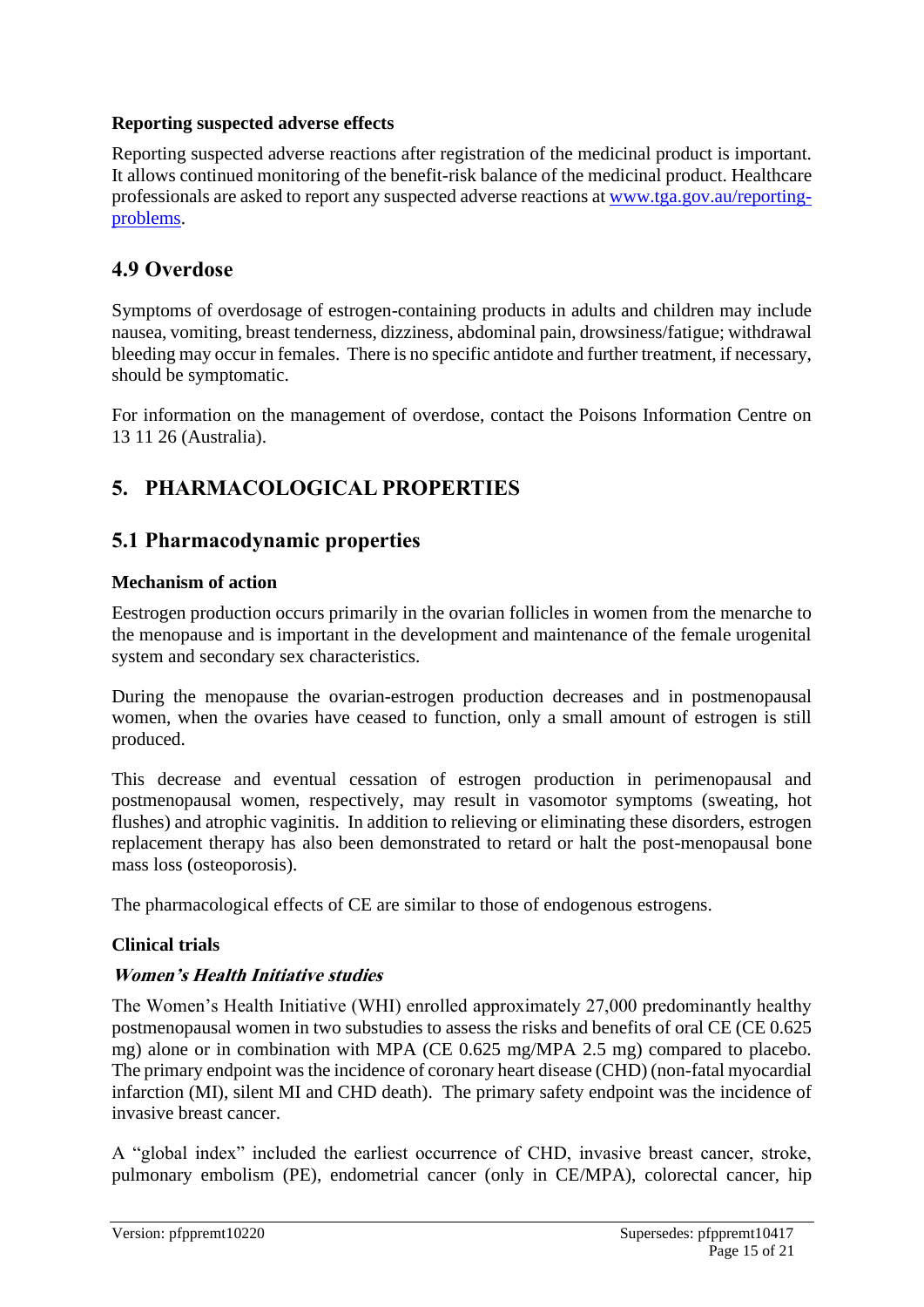**Reporting suspected adverse effects**

Reporting suspected adverse reactions after registration of the medicinal product is important. It allows continued monitoring of the benefit-risk balance of the medicinal product. Healthcare professionals are asked to report any suspected adverse reactions at www.tga.gov.au/reporting-problems.

## 4.9 Overdose

Symptoms of overdosage of estrogen-containing products in adults and children may include nausea, vomiting, breast tenderness, dizziness, abdominal pain, drowsiness/fatigue; withdrawal bleeding may occur in females. There is no specific antidote and further treatment, if necessary, should be symptomatic.

For information on the management of overdose, contact the Poisons Information Centre on 13 11 26 (Australia).

# 5. PHARMACOLOGICAL PROPERTIES

## 5.1 Pharmacodynamic properties

**Mechanism of action**

Eestrogen production occurs primarily in the ovarian follicles in women from the menarche to the menopause and is important in the development and maintenance of the female urogenital system and secondary sex characteristics.

During the menopause the ovarian-estrogen production decreases and in postmenopausal women, when the ovaries have ceased to function, only a small amount of estrogen is still produced.

This decrease and eventual cessation of estrogen production in perimenopausal and postmenopausal women, respectively, may result in vasomotor symptoms (sweating, hot flushes) and atrophic vaginitis. In addition to relieving or eliminating these disorders, estrogen replacement therapy has also been demonstrated to retard or halt the post-menopausal bone mass loss (osteoporosis).

The pharmacological effects of CE are similar to those of endogenous estrogens.

**Clinical trials**

***Women's Health Initiative studies***

The Women's Health Initiative (WHI) enrolled approximately 27,000 predominantly healthy postmenopausal women in two substudies to assess the risks and benefits of oral CE (CE 0.625 mg) alone or in combination with MPA (CE 0.625 mg/MPA 2.5 mg) compared to placebo. The primary endpoint was the incidence of coronary heart disease (CHD) (non-fatal myocardial infarction (MI), silent MI and CHD death). The primary safety endpoint was the incidence of invasive breast cancer.

A "global index" included the earliest occurrence of CHD, invasive breast cancer, stroke, pulmonary embolism (PE), endometrial cancer (only in CE/MPA), colorectal cancer, hip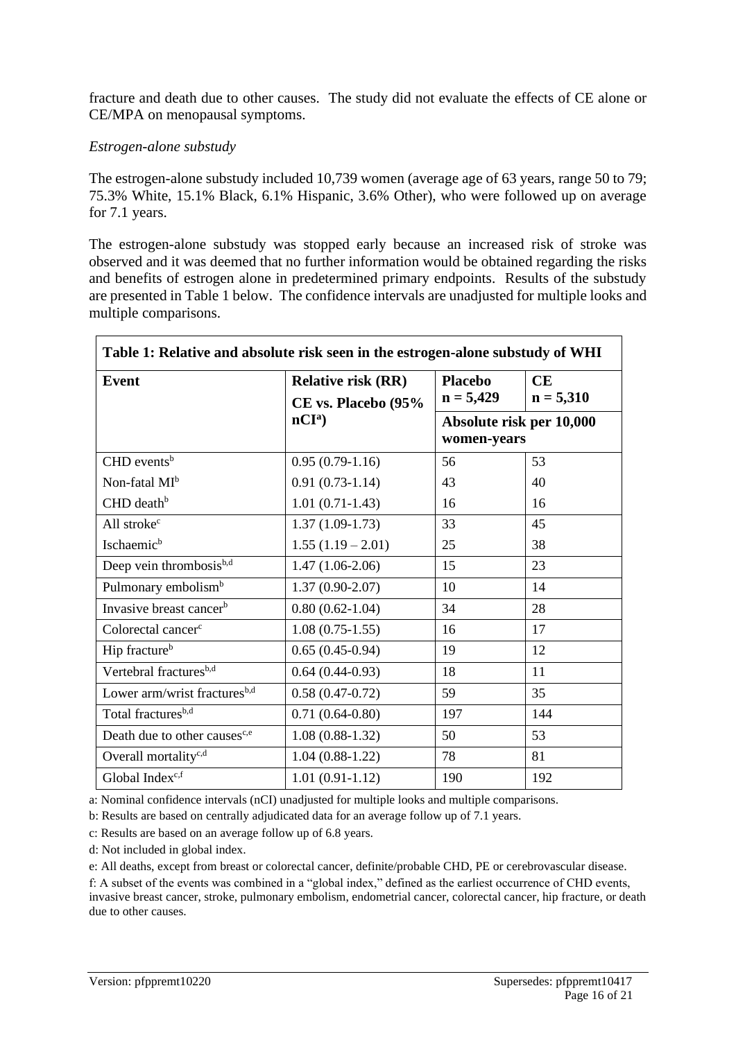fracture and death due to other causes. The study did not evaluate the effects of CE alone or CE/MPA on menopausal symptoms.

*Estrogen-alone substudy*

The estrogen-alone substudy included 10,739 women (average age of 63 years, range 50 to 79; 75.3% White, 15.1% Black, 6.1% Hispanic, 3.6% Other), who were followed up on average for 7.1 years.

The estrogen-alone substudy was stopped early because an increased risk of stroke was observed and it was deemed that no further information would be obtained regarding the risks and benefits of estrogen alone in predetermined primary endpoints. Results of the substudy are presented in Table 1 below. The confidence intervals are unadjusted for multiple looks and multiple comparisons.

**Table 1: Relative and absolute risk seen in the estrogen-alone substudy of WHI**

| Event | Relative risk (RR) CE vs. Placebo (95% nCI[a]) | Placebo n = 5,429 | CE n = 5,310 |
|---|---|---|---|
| | | Absolute risk per 10,000 women-years | |
| CHD events[b] | 0.95 (0.79-1.16) | 56 | 53 |
| Non-fatal MI[b] | 0.91 (0.73-1.14) | 43 | 40 |
| CHD death[b] | 1.01 (0.71-1.43) | 16 | 16 |
| All stroke[c] | 1.37 (1.09-1.73) | 33 | 45 |
| Ischaemic[b] | 1.55 (1.19 – 2.01) | 25 | 38 |
| Deep vein thrombosis[b,d] | 1.47 (1.06-2.06) | 15 | 23 |
| Pulmonary embolism[b] | 1.37 (0.90-2.07) | 10 | 14 |
| Invasive breast cancer[b] | 0.80 (0.62-1.04) | 34 | 28 |
| Colorectal cancer[c] | 1.08 (0.75-1.55) | 16 | 17 |
| Hip fracture[b] | 0.65 (0.45-0.94) | 19 | 12 |
| Vertebral fractures[b,d] | 0.64 (0.44-0.93) | 18 | 11 |
| Lower arm/wrist fractures[b,d] | 0.58 (0.47-0.72) | 59 | 35 |
| Total fractures[b,d] | 0.71 (0.64-0.80) | 197 | 144 |
| Death due to other causes[c,e] | 1.08 (0.88-1.32) | 50 | 53 |
| Overall mortality[c,d] | 1.04 (0.88-1.22) | 78 | 81 |
| Global Index[c,f] | 1.01 (0.91-1.12) | 190 | 192 |

a: Nominal confidence intervals (nCI) unadjusted for multiple looks and multiple comparisons.

b: Results are based on centrally adjudicated data for an average follow up of 7.1 years.

c: Results are based on an average follow up of 6.8 years.

d: Not included in global index.

e: All deaths, except from breast or colorectal cancer, definite/probable CHD, PE or cerebrovascular disease.

f: A subset of the events was combined in a "global index," defined as the earliest occurrence of CHD events, invasive breast cancer, stroke, pulmonary embolism, endometrial cancer, colorectal cancer, hip fracture, or death due to other causes.

Version: pfppremt10220 Supersedes: pfppremt10417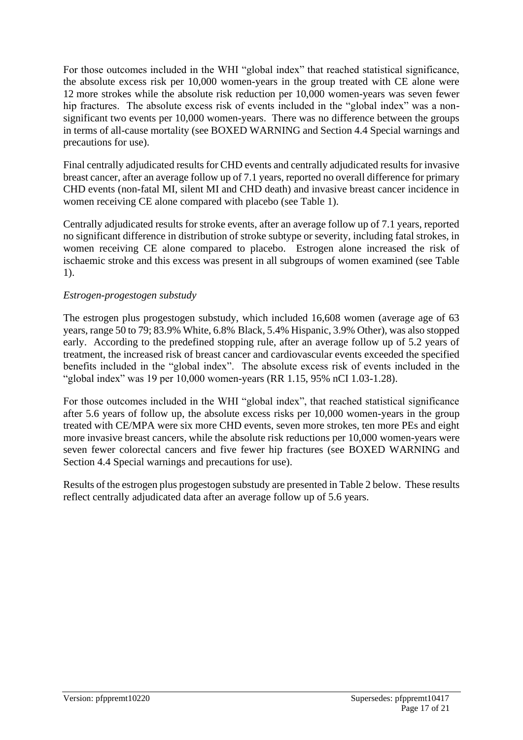For those outcomes included in the WHI "global index" that reached statistical significance, the absolute excess risk per 10,000 women-years in the group treated with CE alone were 12 more strokes while the absolute risk reduction per 10,000 women-years was seven fewer hip fractures. The absolute excess risk of events included in the "global index" was a non-significant two events per 10,000 women-years. There was no difference between the groups in terms of all-cause mortality (see BOXED WARNING and Section 4.4 Special warnings and precautions for use).

Final centrally adjudicated results for CHD events and centrally adjudicated results for invasive breast cancer, after an average follow up of 7.1 years, reported no overall difference for primary CHD events (non-fatal MI, silent MI and CHD death) and invasive breast cancer incidence in women receiving CE alone compared with placebo (see Table 1).

Centrally adjudicated results for stroke events, after an average follow up of 7.1 years, reported no significant difference in distribution of stroke subtype or severity, including fatal strokes, in women receiving CE alone compared to placebo. Estrogen alone increased the risk of ischaemic stroke and this excess was present in all subgroups of women examined (see Table 1).

*Estrogen-progestogen substudy*

The estrogen plus progestogen substudy, which included 16,608 women (average age of 63 years, range 50 to 79; 83.9% White, 6.8% Black, 5.4% Hispanic, 3.9% Other), was also stopped early. According to the predefined stopping rule, after an average follow up of 5.2 years of treatment, the increased risk of breast cancer and cardiovascular events exceeded the specified benefits included in the "global index". The absolute excess risk of events included in the "global index" was 19 per 10,000 women-years (RR 1.15, 95% nCI 1.03-1.28).

For those outcomes included in the WHI "global index", that reached statistical significance after 5.6 years of follow up, the absolute excess risks per 10,000 women-years in the group treated with CE/MPA were six more CHD events, seven more strokes, ten more PEs and eight more invasive breast cancers, while the absolute risk reductions per 10,000 women-years were seven fewer colorectal cancers and five fewer hip fractures (see BOXED WARNING and Section 4.4 Special warnings and precautions for use).

Results of the estrogen plus progestogen substudy are presented in Table 2 below. These results reflect centrally adjudicated data after an average follow up of 5.6 years.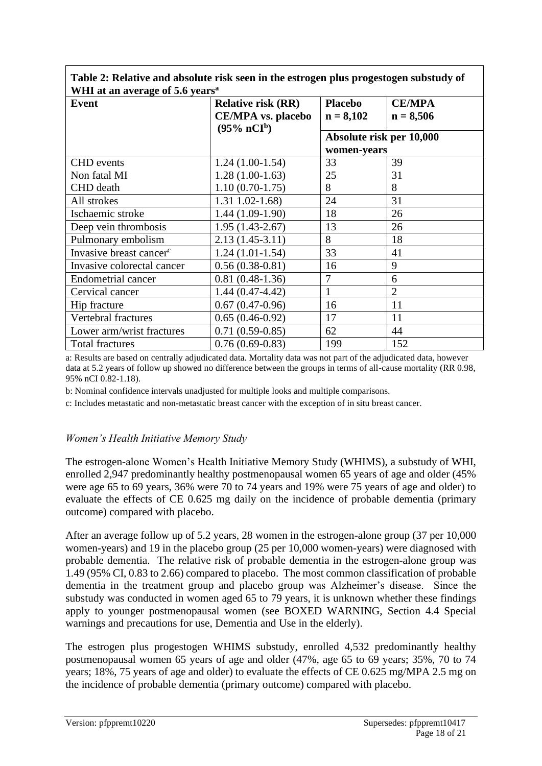**Table 2: Relative and absolute risk seen in the estrogen plus progestogen substudy of WHI at an average of 5.6 years[a]**

| Event | Relative risk (RR) CE/MPA vs. placebo (95% nCI[b]) | Placebo n = 8,102 | CE/MPA n = 8,506 |
|---|---|---|---|
| | | Absolute risk per 10,000 women-years | |
| CHD events | 1.24 (1.00-1.54) | 33 | 39 |
| Non fatal MI | 1.28 (1.00-1.63) | 25 | 31 |
| CHD death | 1.10 (0.70-1.75) | 8 | 8 |
| All strokes | 1.31 1.02-1.68) | 24 | 31 |
| Ischaemic stroke | 1.44 (1.09-1.90) | 18 | 26 |
| Deep vein thrombosis | 1.95 (1.43-2.67) | 13 | 26 |
| Pulmonary embolism | 2.13 (1.45-3.11) | 8 | 18 |
| Invasive breast cancer[c] | 1.24 (1.01-1.54) | 33 | 41 |
| Invasive colorectal cancer | 0.56 (0.38-0.81) | 16 | 9 |
| Endometrial cancer | 0.81 (0.48-1.36) | 7 | 6 |
| Cervical cancer | 1.44 (0.47-4.42) | 1 | 2 |
| Hip fracture | 0.67 (0.47-0.96) | 16 | 11 |
| Vertebral fractures | 0.65 (0.46-0.92) | 17 | 11 |
| Lower arm/wrist fractures | 0.71 (0.59-0.85) | 62 | 44 |
| Total fractures | 0.76 (0.69-0.83) | 199 | 152 |

a: Results are based on centrally adjudicated data. Mortality data was not part of the adjudicated data, however data at 5.2 years of follow up showed no difference between the groups in terms of all-cause mortality (RR 0.98, 95% nCI 0.82-1.18).

b: Nominal confidence intervals unadjusted for multiple looks and multiple comparisons.

c: Includes metastatic and non-metastatic breast cancer with the exception of in situ breast cancer.

*Women's Health Initiative Memory Study*

The estrogen-alone Women's Health Initiative Memory Study (WHIMS), a substudy of WHI, enrolled 2,947 predominantly healthy postmenopausal women 65 years of age and older (45% were age 65 to 69 years, 36% were 70 to 74 years and 19% were 75 years of age and older) to evaluate the effects of CE 0.625 mg daily on the incidence of probable dementia (primary outcome) compared with placebo.

After an average follow up of 5.2 years, 28 women in the estrogen-alone group (37 per 10,000 women-years) and 19 in the placebo group (25 per 10,000 women-years) were diagnosed with probable dementia. The relative risk of probable dementia in the estrogen-alone group was 1.49 (95% CI, 0.83 to 2.66) compared to placebo. The most common classification of probable dementia in the treatment group and placebo group was Alzheimer's disease. Since the substudy was conducted in women aged 65 to 79 years, it is unknown whether these findings apply to younger postmenopausal women (see BOXED WARNING, Section 4.4 Special warnings and precautions for use, Dementia and Use in the elderly).

The estrogen plus progestogen WHIMS substudy, enrolled 4,532 predominantly healthy postmenopausal women 65 years of age and older (47%, age 65 to 69 years; 35%, 70 to 74 years; 18%, 75 years of age and older) to evaluate the effects of CE 0.625 mg/MPA 2.5 mg on the incidence of probable dementia (primary outcome) compared with placebo.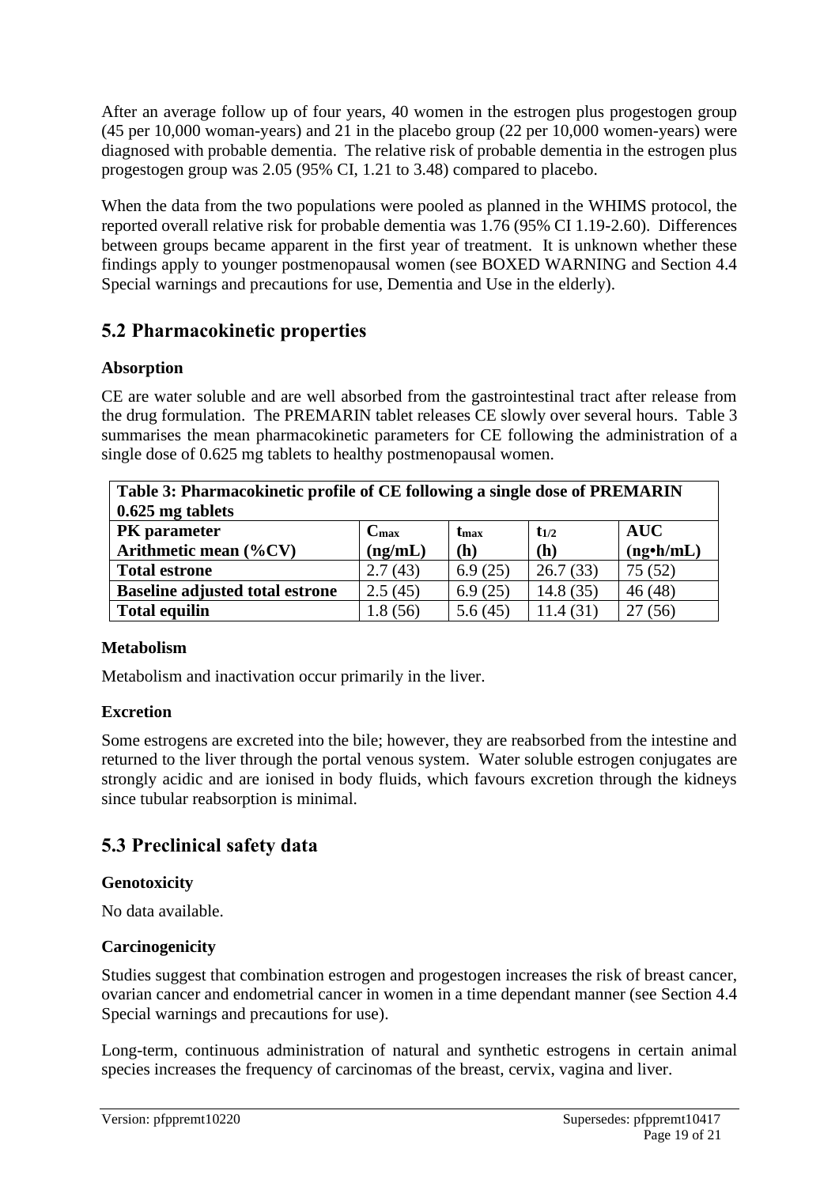After an average follow up of four years, 40 women in the estrogen plus progestogen group (45 per 10,000 woman-years) and 21 in the placebo group (22 per 10,000 women-years) were diagnosed with probable dementia. The relative risk of probable dementia in the estrogen plus progestogen group was 2.05 (95% CI, 1.21 to 3.48) compared to placebo.

When the data from the two populations were pooled as planned in the WHIMS protocol, the reported overall relative risk for probable dementia was 1.76 (95% CI 1.19-2.60). Differences between groups became apparent in the first year of treatment. It is unknown whether these findings apply to younger postmenopausal women (see BOXED WARNING and Section 4.4 Special warnings and precautions for use, Dementia and Use in the elderly).

## 5.2 Pharmacokinetic properties

### Absorption

CE are water soluble and are well absorbed from the gastrointestinal tract after release from the drug formulation. The PREMARIN tablet releases CE slowly over several hours. Table 3 summarises the mean pharmacokinetic parameters for CE following the administration of a single dose of 0.625 mg tablets to healthy postmenopausal women.

**Table 3: Pharmacokinetic profile of CE following a single dose of PREMARIN 0.625 mg tablets**

| PK parameter Arithmetic mean (%CV) | $C_{max}$ (ng/mL) | $t_{max}$ (h) | $t_{1/2}$ (h) | AUC (ng•h/mL) |
|---|---|---|---|---|
| **Total estrone** | 2.7 (43) | 6.9 (25) | 26.7 (33) | 75 (52) |
| **Baseline adjusted total estrone** | 2.5 (45) | 6.9 (25) | 14.8 (35) | 46 (48) |
| **Total equilin** | 1.8 (56) | 5.6 (45) | 11.4 (31) | 27 (56) |

### Metabolism

Metabolism and inactivation occur primarily in the liver.

### Excretion

Some estrogens are excreted into the bile; however, they are reabsorbed from the intestine and returned to the liver through the portal venous system. Water soluble estrogen conjugates are strongly acidic and are ionised in body fluids, which favours excretion through the kidneys since tubular reabsorption is minimal.

## 5.3 Preclinical safety data

### Genotoxicity

No data available.

### Carcinogenicity

Studies suggest that combination estrogen and progestogen increases the risk of breast cancer, ovarian cancer and endometrial cancer in women in a time dependant manner (see Section 4.4 Special warnings and precautions for use).

Long-term, continuous administration of natural and synthetic estrogens in certain animal species increases the frequency of carcinomas of the breast, cervix, vagina and liver.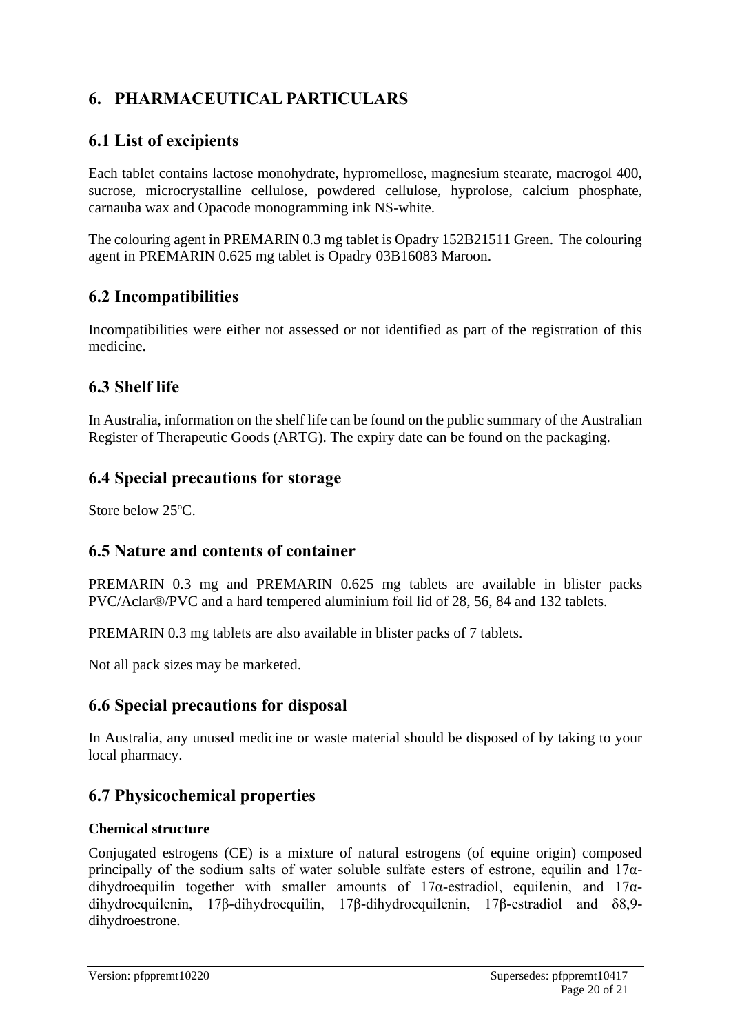# 6. PHARMACEUTICAL PARTICULARS

## 6.1 List of excipients

Each tablet contains lactose monohydrate, hypromellose, magnesium stearate, macrogol 400, sucrose, microcrystalline cellulose, powdered cellulose, hyprolose, calcium phosphate, carnauba wax and Opacode monogramming ink NS-white.

The colouring agent in PREMARIN 0.3 mg tablet is Opadry 152B21511 Green. The colouring agent in PREMARIN 0.625 mg tablet is Opadry 03B16083 Maroon.

## 6.2 Incompatibilities

Incompatibilities were either not assessed or not identified as part of the registration of this medicine.

## 6.3 Shelf life

In Australia, information on the shelf life can be found on the public summary of the Australian Register of Therapeutic Goods (ARTG). The expiry date can be found on the packaging.

## 6.4 Special precautions for storage

Store below 25ºC.

## 6.5 Nature and contents of container

PREMARIN 0.3 mg and PREMARIN 0.625 mg tablets are available in blister packs PVC/Aclar®/PVC and a hard tempered aluminium foil lid of 28, 56, 84 and 132 tablets.

PREMARIN 0.3 mg tablets are also available in blister packs of 7 tablets.

Not all pack sizes may be marketed.

## 6.6 Special precautions for disposal

In Australia, any unused medicine or waste material should be disposed of by taking to your local pharmacy.

## 6.7 Physicochemical properties

### Chemical structure

Conjugated estrogens (CE) is a mixture of natural estrogens (of equine origin) composed principally of the sodium salts of water soluble sulfate esters of estrone, equilin and 17α-dihydroequilin together with smaller amounts of 17α-estradiol, equilenin, and 17α-dihydroequilenin, 17β-dihydroequilin, 17β-dihydroequilenin, 17β-estradiol and δ8,9-dihydroestrone.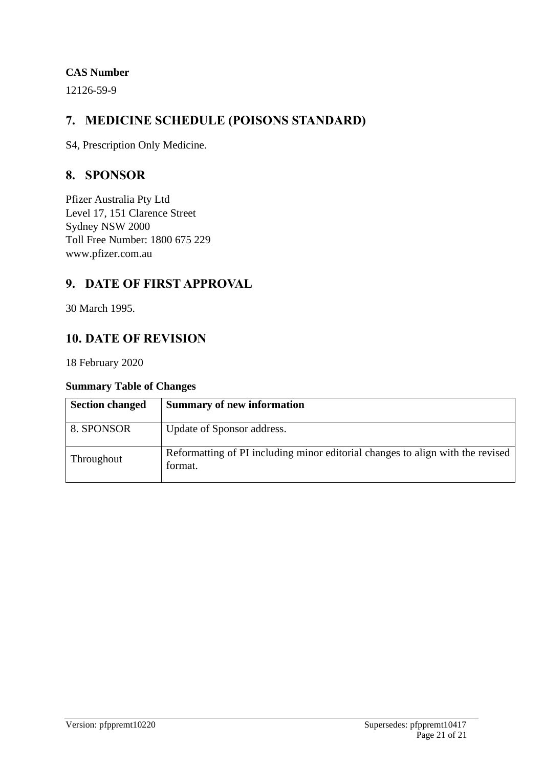**CAS Number**

12126-59-9

## 7. MEDICINE SCHEDULE (POISONS STANDARD)

S4, Prescription Only Medicine.

## 8. SPONSOR

Pfizer Australia Pty Ltd
Level 17, 151 Clarence Street
Sydney NSW 2000
Toll Free Number: 1800 675 229
www.pfizer.com.au

## 9. DATE OF FIRST APPROVAL

30 March 1995.

## 10. DATE OF REVISION

18 February 2020

**Summary Table of Changes**

| **Section changed** | **Summary of new information** |
|---|---|
| 8. SPONSOR | Update of Sponsor address. |
| Throughout | Reformatting of PI including minor editorial changes to align with the revised format. |

Version: pfppremt10220 Supersedes: pfppremt10417